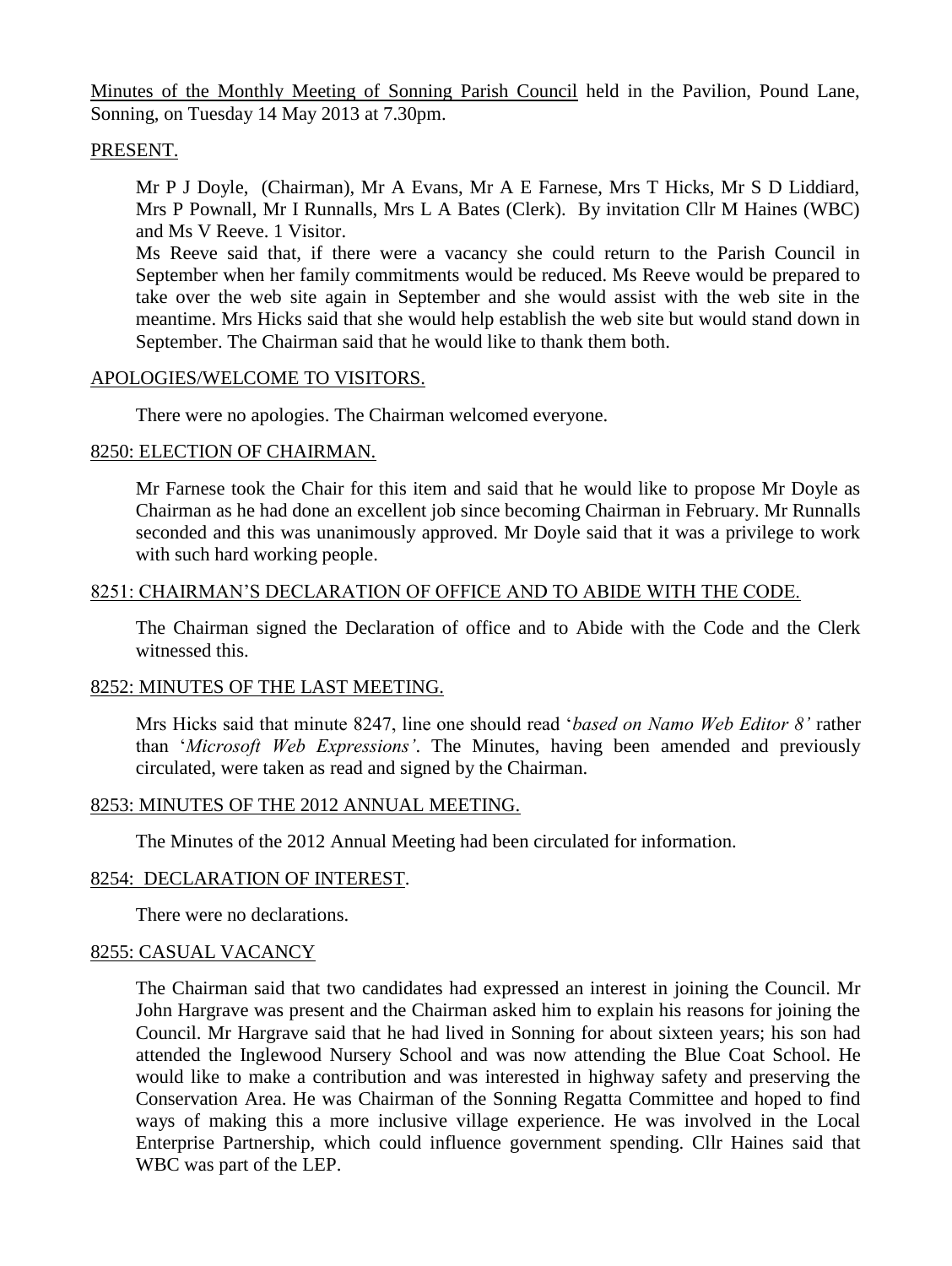<u>Minutes of the Monthly Meeting of Sonning Parish Council</u> held in the Pavilion, Pound Lane, Sonning, on Tuesday 14 May 2013 at 7.30pm.

## PRESENT.

Mr P J Doyle, (Chairman), Mr A Evans, Mr A E Farnese, Mrs T Hicks, Mr S D Liddiard, Mrs P Pownall, Mr I Runnalls, Mrs L A Bates (Clerk). By invitation Cllr M Haines (WBC) and Ms V Reeve. 1 Visitor.

Ms Reeve said that, if there were a vacancy she could return to the Parish Council in September when her family commitments would be reduced. Ms Reeve would be prepared to take over the web site again in September and she would assist with the web site in the meantime. Mrs Hicks said that she would help establish the web site but would stand down in September. The Chairman said that he would like to thank them both.

## APOLOGIES/WELCOME TO VISITORS.

There were no apologies. The Chairman welcomed everyone.

## 8250: ELECTION OF CHAIRMAN.

Mr Farnese took the Chair for this item and said that he would like to propose Mr Doyle as Chairman as he had done an excellent job since becoming Chairman in February. Mr Runnalls seconded and this was unanimously approved. Mr Doyle said that it was a privilege to work with such hard working people.

## 8251: CHAIRMAN'S DECLARATION OF OFFICE AND TO ABIDE WITH THE CODE.

The Chairman signed the Declaration of office and to Abide with the Code and the Clerk witnessed this.

## 8252: MINUTES OF THE LAST MEETING.

Mrs Hicks said that minute 8247, line one should read '*based on Namo Web Editor 8'* rather than '*Microsoft Web Expressions'*. The Minutes, having been amended and previously circulated, were taken as read and signed by the Chairman.

## 8253: MINUTES OF THE 2012 ANNUAL MEETING.

The Minutes of the 2012 Annual Meeting had been circulated for information.

## 8254: DECLARATION OF INTEREST.

There were no declarations.

## 8255: CASUAL VACANCY

The Chairman said that two candidates had expressed an interest in joining the Council. Mr John Hargrave was present and the Chairman asked him to explain his reasons for joining the Council. Mr Hargrave said that he had lived in Sonning for about sixteen years; his son had attended the Inglewood Nursery School and was now attending the Blue Coat School. He would like to make a contribution and was interested in highway safety and preserving the Conservation Area. He was Chairman of the Sonning Regatta Committee and hoped to find ways of making this a more inclusive village experience. He was involved in the Local Enterprise Partnership, which could influence government spending. Cllr Haines said that WBC was part of the LEP.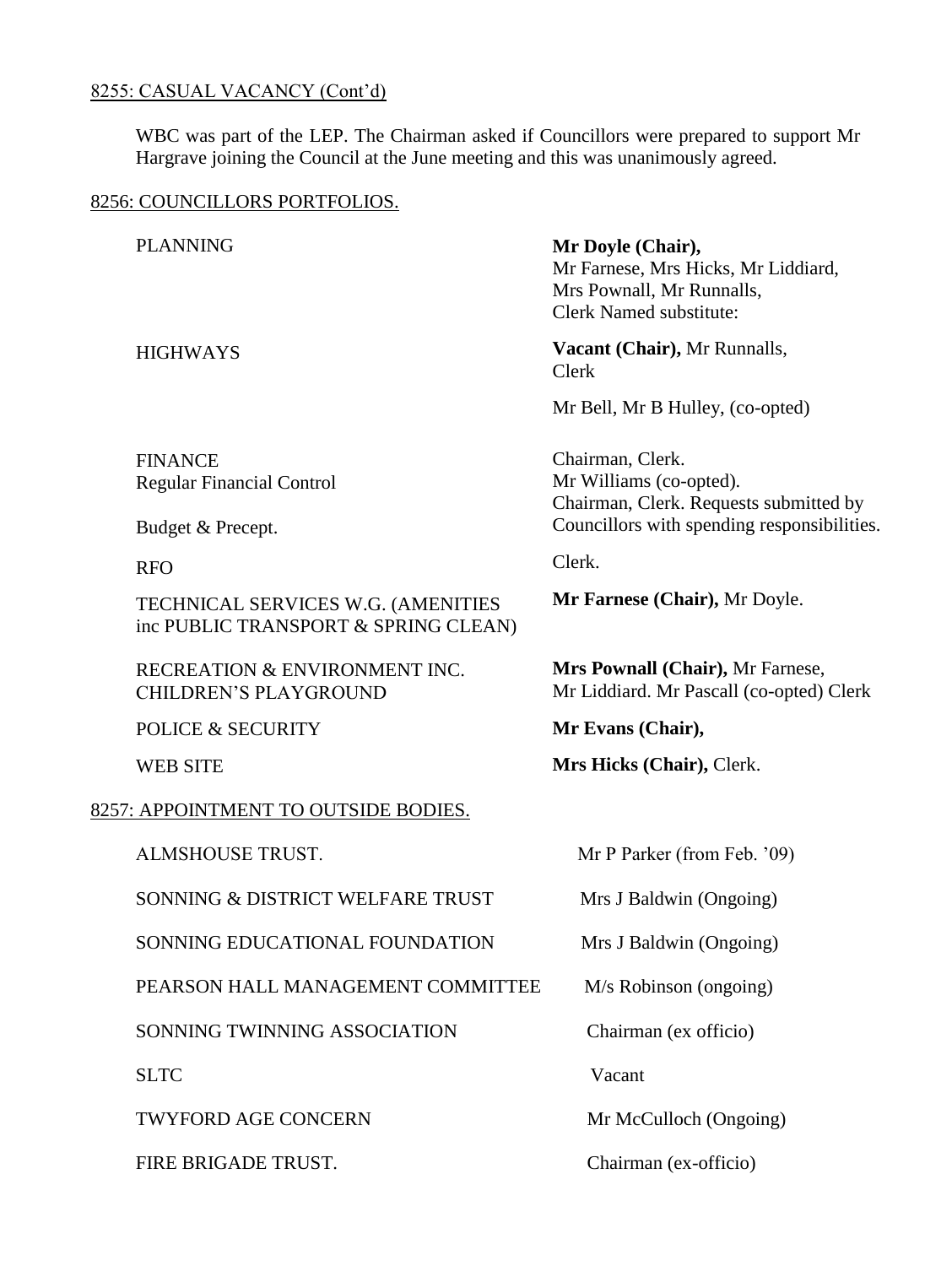8255: CASUAL VACANCY (Cont'd)

WBC was part of the LEP. The Chairman asked if Councillors were prepared to support Mr Hargrave joining the Council at the June meeting and this was unanimously agreed.

8256: COUNCILLORS PORTFOLIOS.

| | |
|---|---|
| PLANNING | **Mr Doyle (Chair),** Mr Farnese, Mrs Hicks, Mr Liddiard, Mrs Pownall, Mr Runnalls, Clerk Named substitute: |
| HIGHWAYS | **Vacant (Chair),** Mr Runnalls, Clerk |
| | Mr Bell, Mr B Hulley, (co-opted) |
| FINANCE<br>Regular Financial Control | Chairman, Clerk.<br>Mr Williams (co-opted). |
| Budget & Precept. | Chairman, Clerk. Requests submitted by Councillors with spending responsibilities. |
| RFO | Clerk. |
| TECHNICAL SERVICES W.G. (AMENITIES inc PUBLIC TRANSPORT & SPRING CLEAN) | **Mr Farnese (Chair),** Mr Doyle. |
| RECREATION & ENVIRONMENT INC. CHILDREN'S PLAYGROUND | **Mrs Pownall (Chair),** Mr Farnese, Mr Liddiard. Mr Pascall (co-opted) Clerk |
| POLICE & SECURITY | **Mr Evans (Chair),** |
| WEB SITE | **Mrs Hicks (Chair),** Clerk. |

8257: APPOINTMENT TO OUTSIDE BODIES.

| | |
|---|---|
| ALMSHOUSE TRUST. | Mr P Parker (from Feb. '09) |
| SONNING & DISTRICT WELFARE TRUST | Mrs J Baldwin (Ongoing) |
| SONNING EDUCATIONAL FOUNDATION | Mrs J Baldwin (Ongoing) |
| PEARSON HALL MANAGEMENT COMMITTEE | M/s Robinson (ongoing) |
| SONNING TWINNING ASSOCIATION | Chairman (ex officio) |
| SLTC | Vacant |
| TWYFORD AGE CONCERN | Mr McCulloch (Ongoing) |
| FIRE BRIGADE TRUST. | Chairman (ex-officio) |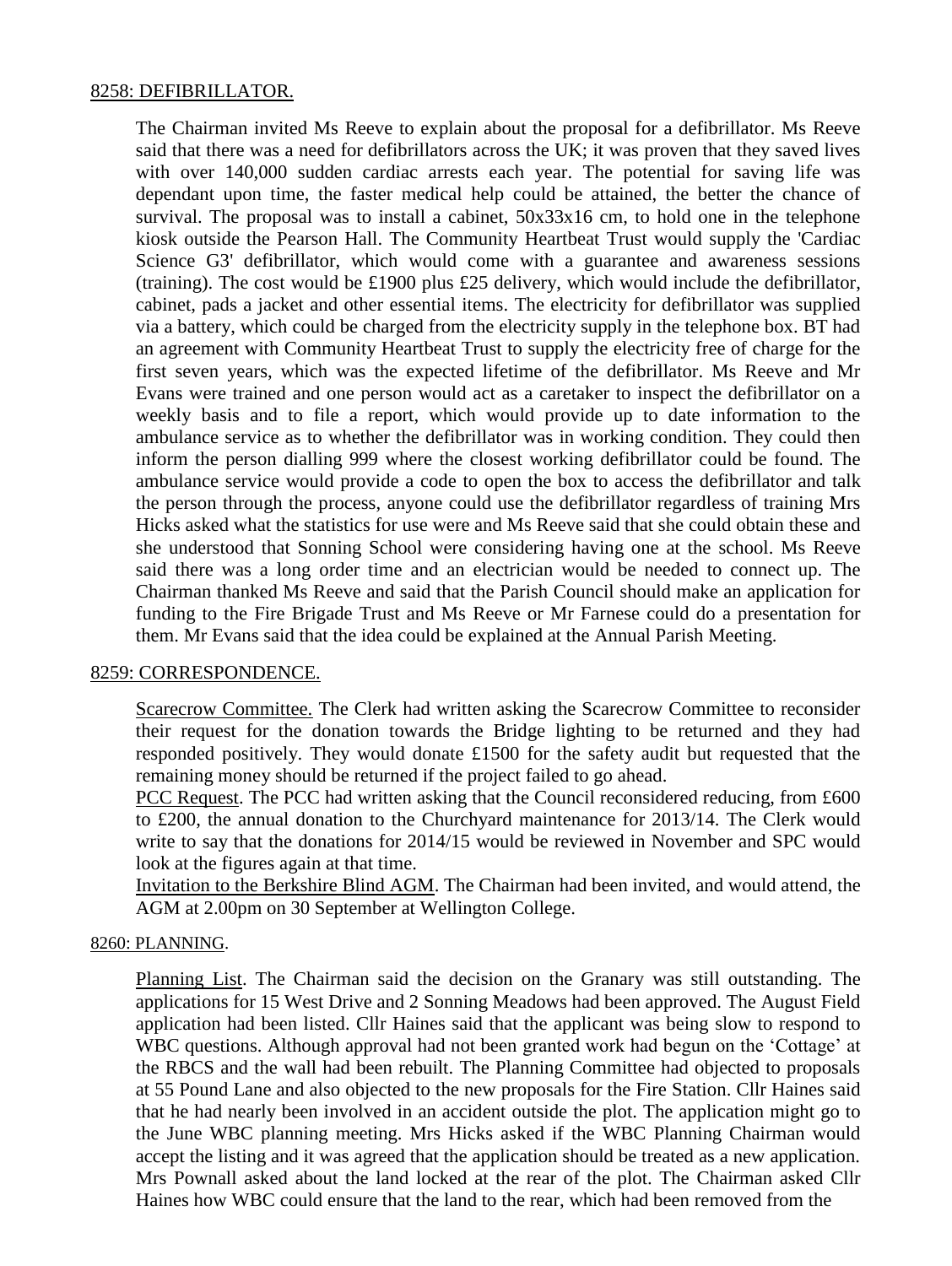<u>8258: DEFIBRILLATOR.</u>

The Chairman invited Ms Reeve to explain about the proposal for a defibrillator. Ms Reeve said that there was a need for defibrillators across the UK; it was proven that they saved lives with over 140,000 sudden cardiac arrests each year. The potential for saving life was dependant upon time, the faster medical help could be attained, the better the chance of survival. The proposal was to install a cabinet, 50x33x16 cm, to hold one in the telephone kiosk outside the Pearson Hall. The Community Heartbeat Trust would supply the 'Cardiac Science G3' defibrillator, which would come with a guarantee and awareness sessions (training). The cost would be £1900 plus £25 delivery, which would include the defibrillator, cabinet, pads a jacket and other essential items. The electricity for defibrillator was supplied via a battery, which could be charged from the electricity supply in the telephone box. BT had an agreement with Community Heartbeat Trust to supply the electricity free of charge for the first seven years, which was the expected lifetime of the defibrillator. Ms Reeve and Mr Evans were trained and one person would act as a caretaker to inspect the defibrillator on a weekly basis and to file a report, which would provide up to date information to the ambulance service as to whether the defibrillator was in working condition. They could then inform the person dialling 999 where the closest working defibrillator could be found. The ambulance service would provide a code to open the box to access the defibrillator and talk the person through the process, anyone could use the defibrillator regardless of training Mrs Hicks asked what the statistics for use were and Ms Reeve said that she could obtain these and she understood that Sonning School were considering having one at the school. Ms Reeve said there was a long order time and an electrician would be needed to connect up. The Chairman thanked Ms Reeve and said that the Parish Council should make an application for funding to the Fire Brigade Trust and Ms Reeve or Mr Farnese could do a presentation for them. Mr Evans said that the idea could be explained at the Annual Parish Meeting.

<u>8259: CORRESPONDENCE.</u>

<u>Scarecrow Committee.</u> The Clerk had written asking the Scarecrow Committee to reconsider their request for the donation towards the Bridge lighting to be returned and they had responded positively. They would donate £1500 for the safety audit but requested that the remaining money should be returned if the project failed to go ahead.
<u>PCC Request</u>. The PCC had written asking that the Council reconsidered reducing, from £600 to £200, the annual donation to the Churchyard maintenance for 2013/14. The Clerk would write to say that the donations for 2014/15 would be reviewed in November and SPC would look at the figures again at that time.
<u>Invitation to the Berkshire Blind AGM</u>. The Chairman had been invited, and would attend, the AGM at 2.00pm on 30 September at Wellington College.

<u>8260: PLANNING</u>.

<u>Planning List</u>. The Chairman said the decision on the Granary was still outstanding. The applications for 15 West Drive and 2 Sonning Meadows had been approved. The August Field application had been listed. Cllr Haines said that the applicant was being slow to respond to WBC questions. Although approval had not been granted work had begun on the 'Cottage' at the RBCS and the wall had been rebuilt. The Planning Committee had objected to proposals at 55 Pound Lane and also objected to the new proposals for the Fire Station. Cllr Haines said that he had nearly been involved in an accident outside the plot. The application might go to the June WBC planning meeting. Mrs Hicks asked if the WBC Planning Chairman would accept the listing and it was agreed that the application should be treated as a new application. Mrs Pownall asked about the land locked at the rear of the plot. The Chairman asked Cllr Haines how WBC could ensure that the land to the rear, which had been removed from the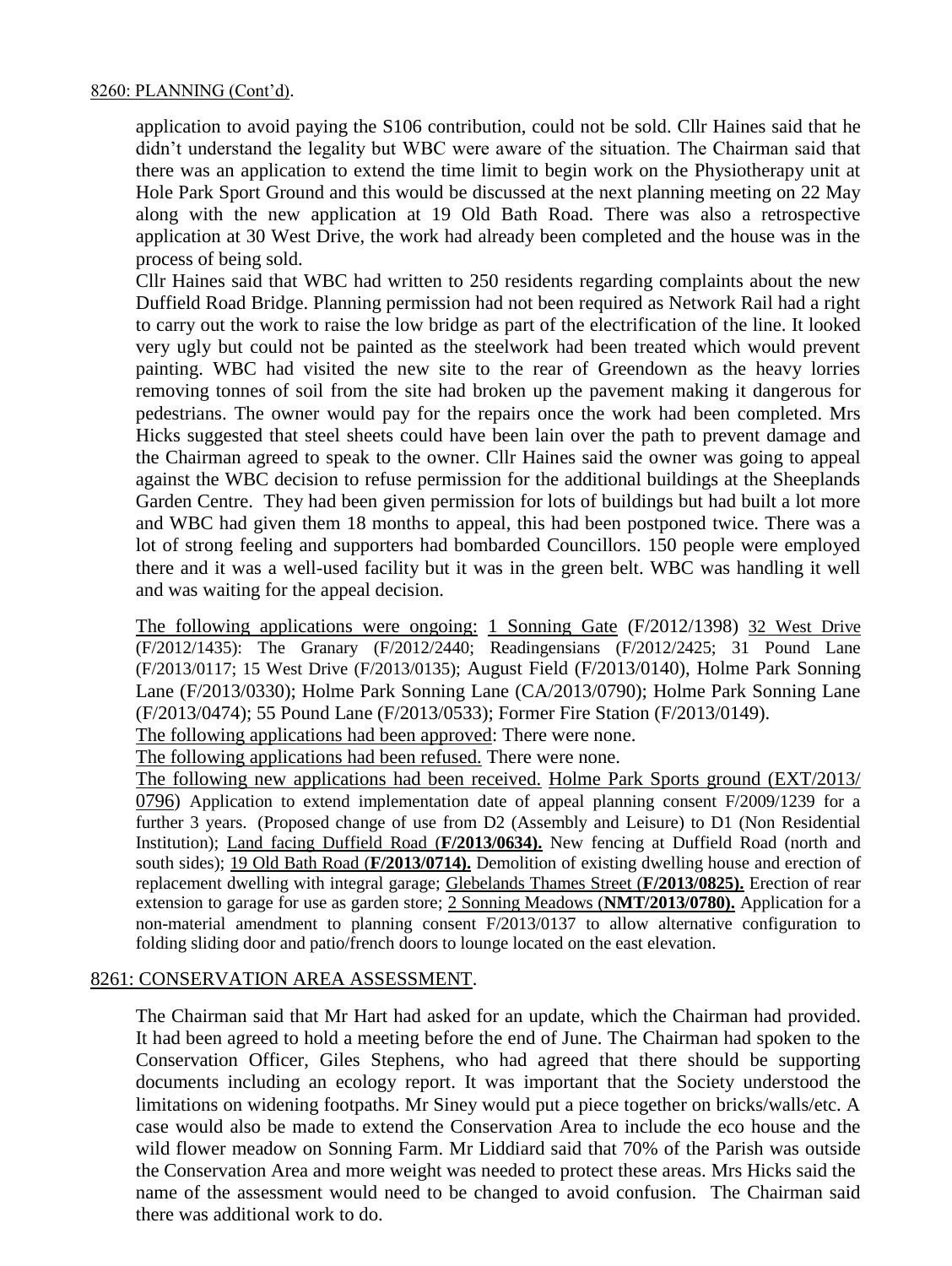8260: PLANNING (Cont'd).

application to avoid paying the S106 contribution, could not be sold. Cllr Haines said that he didn't understand the legality but WBC were aware of the situation. The Chairman said that there was an application to extend the time limit to begin work on the Physiotherapy unit at Hole Park Sport Ground and this would be discussed at the next planning meeting on 22 May along with the new application at 19 Old Bath Road. There was also a retrospective application at 30 West Drive, the work had already been completed and the house was in the process of being sold.

Cllr Haines said that WBC had written to 250 residents regarding complaints about the new Duffield Road Bridge. Planning permission had not been required as Network Rail had a right to carry out the work to raise the low bridge as part of the electrification of the line. It looked very ugly but could not be painted as the steelwork had been treated which would prevent painting. WBC had visited the new site to the rear of Greendown as the heavy lorries removing tonnes of soil from the site had broken up the pavement making it dangerous for pedestrians. The owner would pay for the repairs once the work had been completed. Mrs Hicks suggested that steel sheets could have been lain over the path to prevent damage and the Chairman agreed to speak to the owner. Cllr Haines said the owner was going to appeal against the WBC decision to refuse permission for the additional buildings at the Sheeplands Garden Centre. They had been given permission for lots of buildings but had built a lot more and WBC had given them 18 months to appeal, this had been postponed twice. There was a lot of strong feeling and supporters had bombarded Councillors. 150 people were employed there and it was a well-used facility but it was in the green belt. WBC was handling it well and was waiting for the appeal decision.

The following applications were ongoing: 1 Sonning Gate (F/2012/1398) 32 West Drive (F/2012/1435): The Granary (F/2012/2440; Readingensians (F/2012/2425; 31 Pound Lane (F/2013/0117; 15 West Drive (F/2013/0135); August Field (F/2013/0140), Holme Park Sonning Lane (F/2013/0330); Holme Park Sonning Lane (CA/2013/0790); Holme Park Sonning Lane (F/2013/0474); 55 Pound Lane (F/2013/0533); Former Fire Station (F/2013/0149).

The following applications had been approved: There were none.

The following applications had been refused. There were none.

The following new applications had been received. Holme Park Sports ground (EXT/2013/0796) Application to extend implementation date of appeal planning consent F/2009/1239 for a further 3 years. (Proposed change of use from D2 (Assembly and Leisure) to D1 (Non Residential Institution); Land facing Duffield Road (**F/2013/0634).** New fencing at Duffield Road (north and south sides); 19 Old Bath Road (**F/2013/0714).** Demolition of existing dwelling house and erection of replacement dwelling with integral garage; Glebelands Thames Street (**F/2013/0825).** Erection of rear extension to garage for use as garden store; 2 Sonning Meadows (**NMT/2013/0780).** Application for a non-material amendment to planning consent F/2013/0137 to allow alternative configuration to folding sliding door and patio/french doors to lounge located on the east elevation.

8261: CONSERVATION AREA ASSESSMENT.

The Chairman said that Mr Hart had asked for an update, which the Chairman had provided. It had been agreed to hold a meeting before the end of June. The Chairman had spoken to the Conservation Officer, Giles Stephens, who had agreed that there should be supporting documents including an ecology report. It was important that the Society understood the limitations on widening footpaths. Mr Siney would put a piece together on bricks/walls/etc. A case would also be made to extend the Conservation Area to include the eco house and the wild flower meadow on Sonning Farm. Mr Liddiard said that 70% of the Parish was outside the Conservation Area and more weight was needed to protect these areas. Mrs Hicks said the name of the assessment would need to be changed to avoid confusion. The Chairman said there was additional work to do.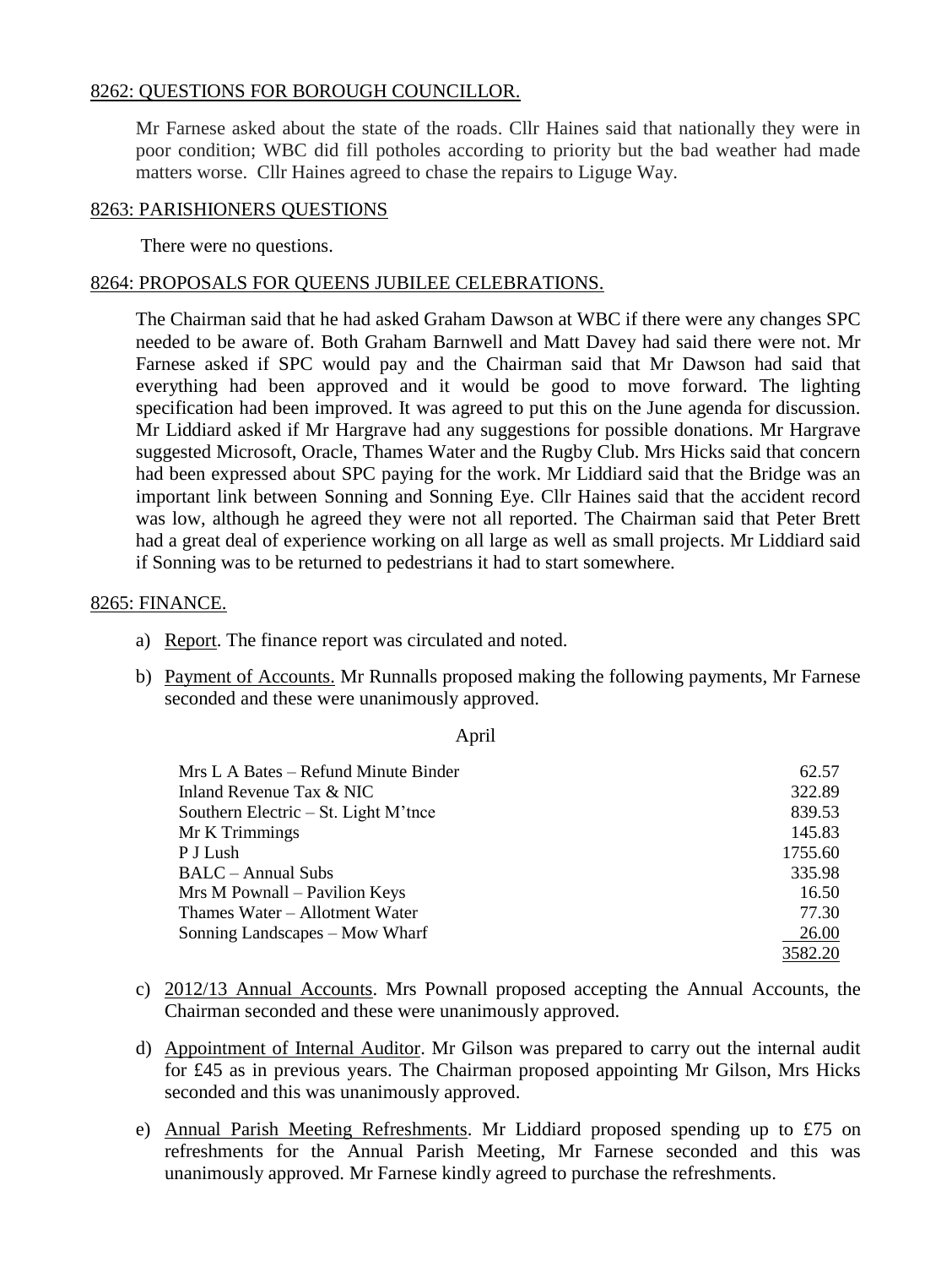## 8262: QUESTIONS FOR BOROUGH COUNCILLOR.

Mr Farnese asked about the state of the roads. Cllr Haines said that nationally they were in poor condition; WBC did fill potholes according to priority but the bad weather had made matters worse. Cllr Haines agreed to chase the repairs to Liguge Way.

## 8263: PARISHIONERS QUESTIONS

There were no questions.

## 8264: PROPOSALS FOR QUEENS JUBILEE CELEBRATIONS.

The Chairman said that he had asked Graham Dawson at WBC if there were any changes SPC needed to be aware of. Both Graham Barnwell and Matt Davey had said there were not. Mr Farnese asked if SPC would pay and the Chairman said that Mr Dawson had said that everything had been approved and it would be good to move forward. The lighting specification had been improved. It was agreed to put this on the June agenda for discussion. Mr Liddiard asked if Mr Hargrave had any suggestions for possible donations. Mr Hargrave suggested Microsoft, Oracle, Thames Water and the Rugby Club. Mrs Hicks said that concern had been expressed about SPC paying for the work. Mr Liddiard said that the Bridge was an important link between Sonning and Sonning Eye. Cllr Haines said that the accident record was low, although he agreed they were not all reported. The Chairman said that Peter Brett had a great deal of experience working on all large as well as small projects. Mr Liddiard said if Sonning was to be returned to pedestrians it had to start somewhere.

## 8265: FINANCE.

a) Report. The finance report was circulated and noted.

b) Payment of Accounts. Mr Runnalls proposed making the following payments, Mr Farnese seconded and these were unanimously approved.

April

| | |
|---|---|
| Mrs L A Bates – Refund Minute Binder | 62.57 |
| Inland Revenue Tax & NIC | 322.89 |
| Southern Electric – St. Light M'tnce | 839.53 |
| Mr K Trimmings | 145.83 |
| P J Lush | 1755.60 |
| BALC – Annual Subs | 335.98 |
| Mrs M Pownall – Pavilion Keys | 16.50 |
| Thames Water – Allotment Water | 77.30 |
| Sonning Landscapes – Mow Wharf | 26.00 |
| | 3582.20 |

c) 2012/13 Annual Accounts. Mrs Pownall proposed accepting the Annual Accounts, the Chairman seconded and these were unanimously approved.

d) Appointment of Internal Auditor. Mr Gilson was prepared to carry out the internal audit for £45 as in previous years. The Chairman proposed appointing Mr Gilson, Mrs Hicks seconded and this was unanimously approved.

e) Annual Parish Meeting Refreshments. Mr Liddiard proposed spending up to £75 on refreshments for the Annual Parish Meeting, Mr Farnese seconded and this was unanimously approved. Mr Farnese kindly agreed to purchase the refreshments.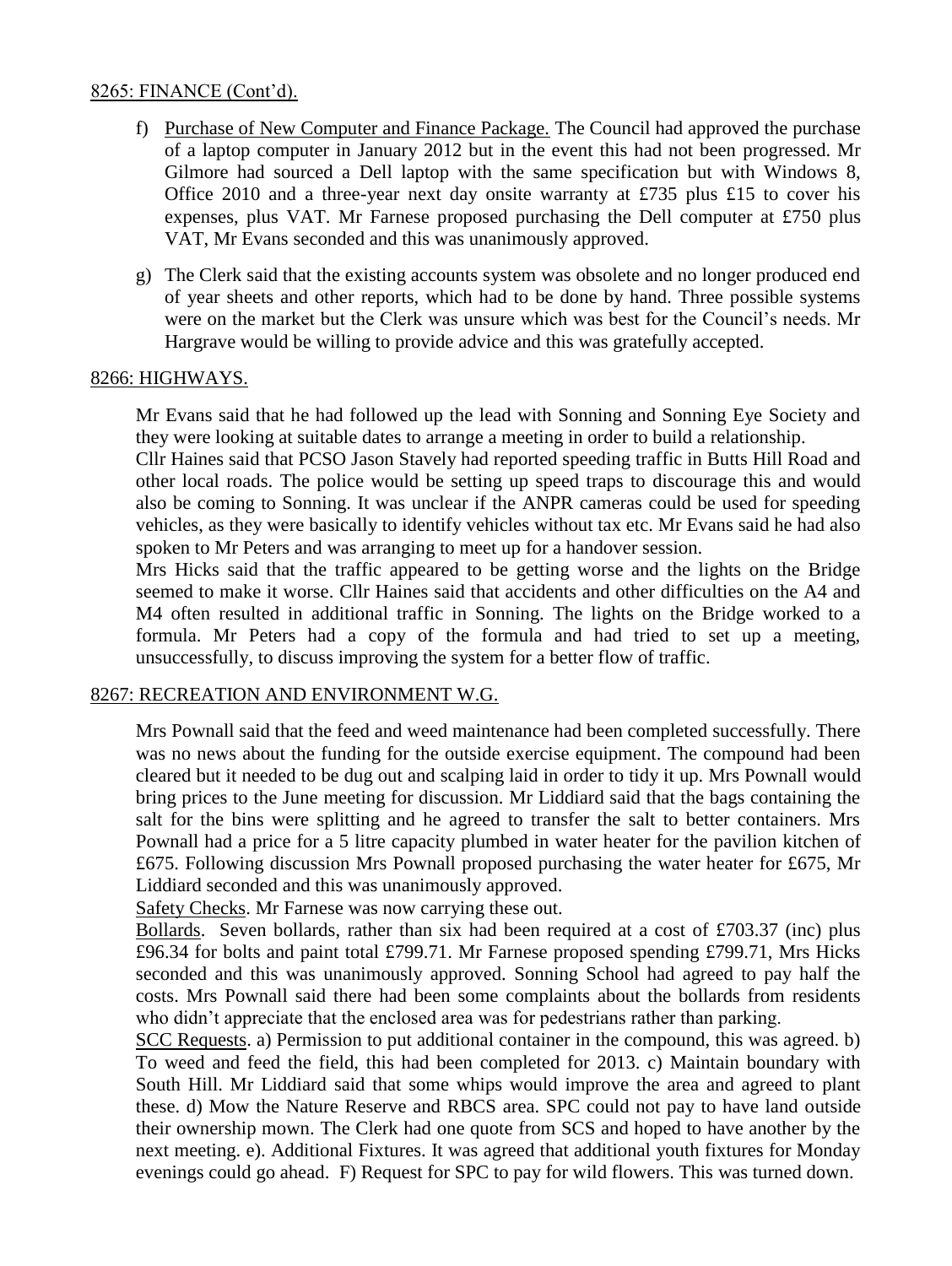## 8265: FINANCE (Cont'd).

f) Purchase of New Computer and Finance Package. The Council had approved the purchase of a laptop computer in January 2012 but in the event this had not been progressed. Mr Gilmore had sourced a Dell laptop with the same specification but with Windows 8, Office 2010 and a three-year next day onsite warranty at £735 plus £15 to cover his expenses, plus VAT. Mr Farnese proposed purchasing the Dell computer at £750 plus VAT, Mr Evans seconded and this was unanimously approved.

g) The Clerk said that the existing accounts system was obsolete and no longer produced end of year sheets and other reports, which had to be done by hand. Three possible systems were on the market but the Clerk was unsure which was best for the Council's needs. Mr Hargrave would be willing to provide advice and this was gratefully accepted.

## 8266: HIGHWAYS.

Mr Evans said that he had followed up the lead with Sonning and Sonning Eye Society and they were looking at suitable dates to arrange a meeting in order to build a relationship.

Cllr Haines said that PCSO Jason Stavely had reported speeding traffic in Butts Hill Road and other local roads. The police would be setting up speed traps to discourage this and would also be coming to Sonning. It was unclear if the ANPR cameras could be used for speeding vehicles, as they were basically to identify vehicles without tax etc. Mr Evans said he had also spoken to Mr Peters and was arranging to meet up for a handover session.

Mrs Hicks said that the traffic appeared to be getting worse and the lights on the Bridge seemed to make it worse. Cllr Haines said that accidents and other difficulties on the A4 and M4 often resulted in additional traffic in Sonning. The lights on the Bridge worked to a formula. Mr Peters had a copy of the formula and had tried to set up a meeting, unsuccessfully, to discuss improving the system for a better flow of traffic.

## 8267: RECREATION AND ENVIRONMENT W.G.

Mrs Pownall said that the feed and weed maintenance had been completed successfully. There was no news about the funding for the outside exercise equipment. The compound had been cleared but it needed to be dug out and scalping laid in order to tidy it up. Mrs Pownall would bring prices to the June meeting for discussion. Mr Liddiard said that the bags containing the salt for the bins were splitting and he agreed to transfer the salt to better containers. Mrs Pownall had a price for a 5 litre capacity plumbed in water heater for the pavilion kitchen of £675. Following discussion Mrs Pownall proposed purchasing the water heater for £675, Mr Liddiard seconded and this was unanimously approved.

Safety Checks. Mr Farnese was now carrying these out.

Bollards. Seven bollards, rather than six had been required at a cost of £703.37 (inc) plus £96.34 for bolts and paint total £799.71. Mr Farnese proposed spending £799.71, Mrs Hicks seconded and this was unanimously approved. Sonning School had agreed to pay half the costs. Mrs Pownall said there had been some complaints about the bollards from residents who didn't appreciate that the enclosed area was for pedestrians rather than parking.

SCC Requests. a) Permission to put additional container in the compound, this was agreed. b) To weed and feed the field, this had been completed for 2013. c) Maintain boundary with South Hill. Mr Liddiard said that some whips would improve the area and agreed to plant these. d) Mow the Nature Reserve and RBCS area. SPC could not pay to have land outside their ownership mown. The Clerk had one quote from SCS and hoped to have another by the next meeting. e). Additional Fixtures. It was agreed that additional youth fixtures for Monday evenings could go ahead. F) Request for SPC to pay for wild flowers. This was turned down.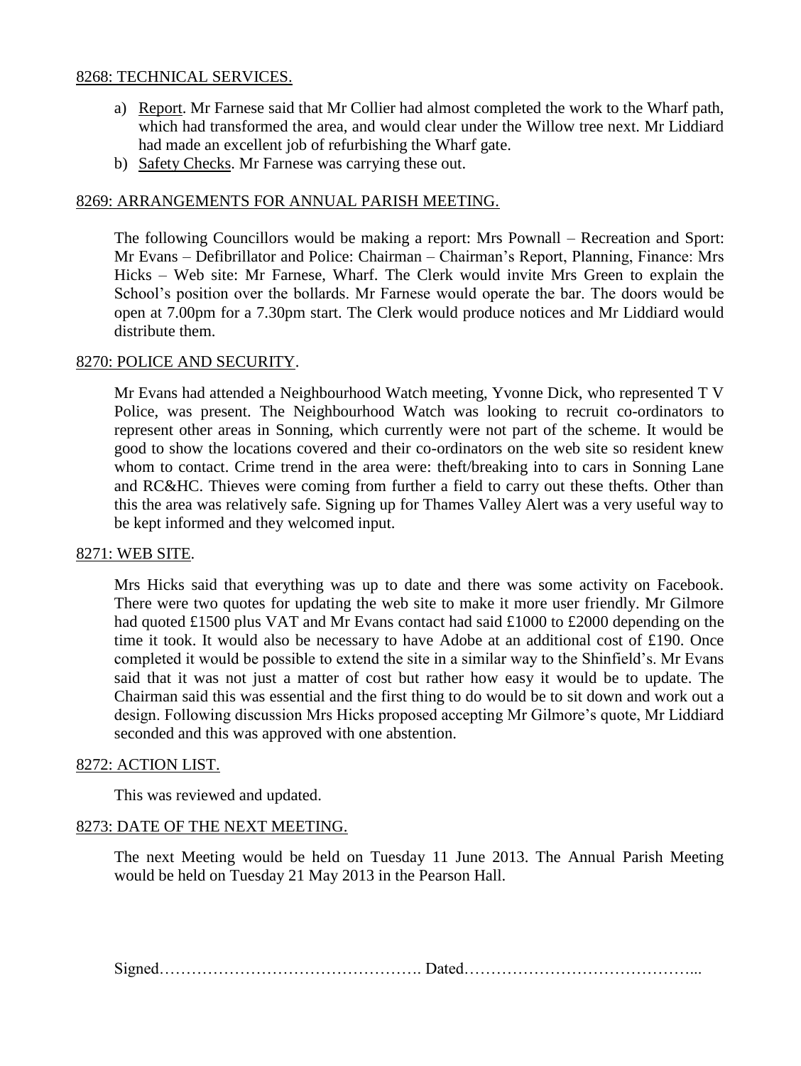8268: TECHNICAL SERVICES.

a) Report. Mr Farnese said that Mr Collier had almost completed the work to the Wharf path, which had transformed the area, and would clear under the Willow tree next. Mr Liddiard had made an excellent job of refurbishing the Wharf gate.
b) Safety Checks. Mr Farnese was carrying these out.

8269: ARRANGEMENTS FOR ANNUAL PARISH MEETING.

The following Councillors would be making a report: Mrs Pownall – Recreation and Sport: Mr Evans – Defibrillator and Police: Chairman – Chairman's Report, Planning, Finance: Mrs Hicks – Web site: Mr Farnese, Wharf. The Clerk would invite Mrs Green to explain the School's position over the bollards. Mr Farnese would operate the bar. The doors would be open at 7.00pm for a 7.30pm start. The Clerk would produce notices and Mr Liddiard would distribute them.

8270: POLICE AND SECURITY.

Mr Evans had attended a Neighbourhood Watch meeting, Yvonne Dick, who represented T V Police, was present. The Neighbourhood Watch was looking to recruit co-ordinators to represent other areas in Sonning, which currently were not part of the scheme. It would be good to show the locations covered and their co-ordinators on the web site so resident knew whom to contact. Crime trend in the area were: theft/breaking into to cars in Sonning Lane and RC&HC. Thieves were coming from further a field to carry out these thefts. Other than this the area was relatively safe. Signing up for Thames Valley Alert was a very useful way to be kept informed and they welcomed input.

8271: WEB SITE.

Mrs Hicks said that everything was up to date and there was some activity on Facebook. There were two quotes for updating the web site to make it more user friendly. Mr Gilmore had quoted £1500 plus VAT and Mr Evans contact had said £1000 to £2000 depending on the time it took. It would also be necessary to have Adobe at an additional cost of £190. Once completed it would be possible to extend the site in a similar way to the Shinfield's. Mr Evans said that it was not just a matter of cost but rather how easy it would be to update. The Chairman said this was essential and the first thing to do would be to sit down and work out a design. Following discussion Mrs Hicks proposed accepting Mr Gilmore's quote, Mr Liddiard seconded and this was approved with one abstention.

8272: ACTION LIST.

This was reviewed and updated.

8273: DATE OF THE NEXT MEETING.

The next Meeting would be held on Tuesday 11 June 2013. The Annual Parish Meeting would be held on Tuesday 21 May 2013 in the Pearson Hall.

Signed…………………………………………. Dated……………………………………...